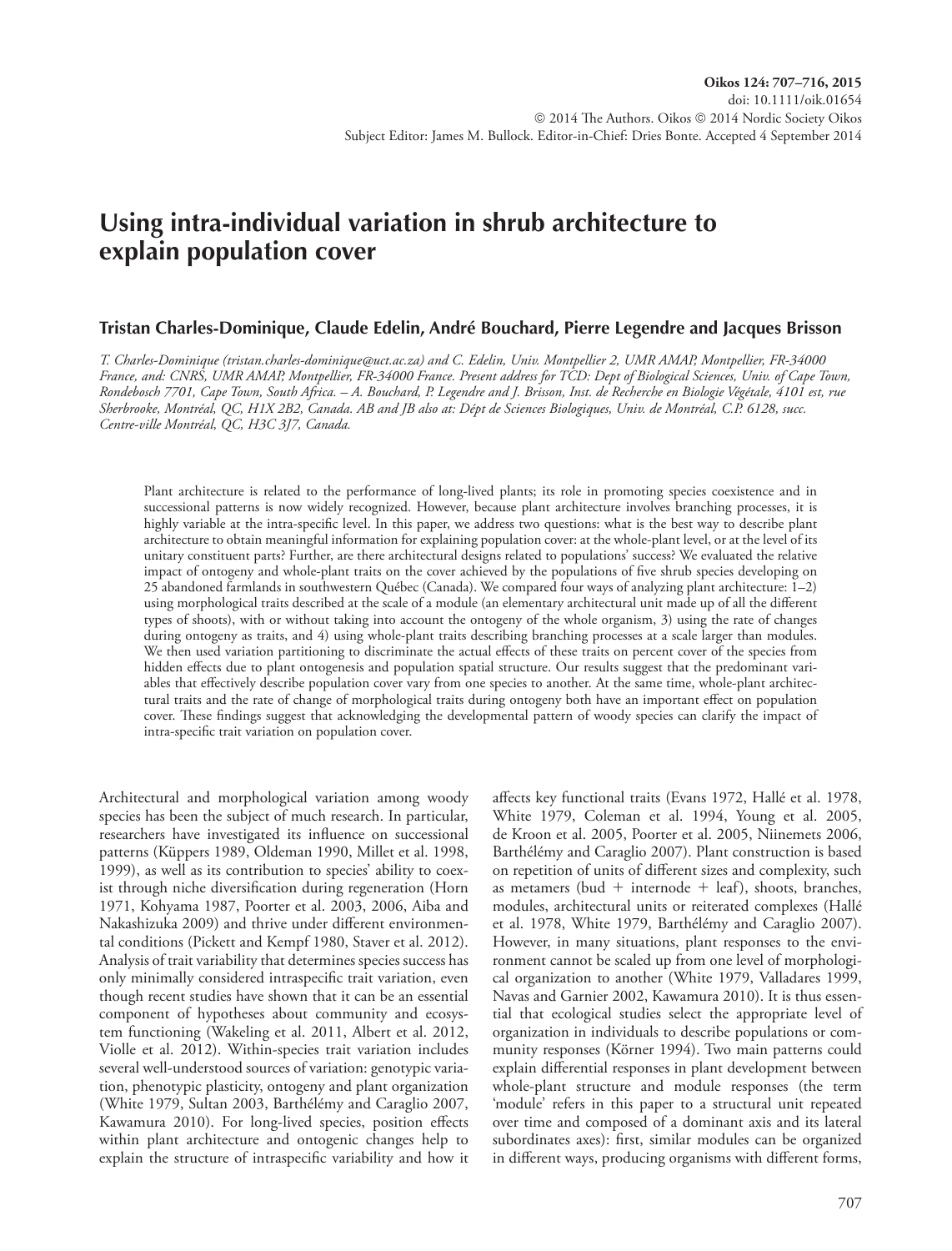Oikos 124: 707–716, 2015
doi: 10.1111/oik.01654
© 2014 The Authors. Oikos © 2014 Nordic Society Oikos
Subject Editor: James M. Bullock. Editor-in-Chief: Dries Bonte. Accepted 4 September 2014

# Using intra-individual variation in shrub architecture to explain population cover

**Tristan Charles-Dominique, Claude Edelin, André Bouchard, Pierre Legendre and Jacques Brisson**

*T. Charles-Dominique (tristan.charles-dominique@uct.ac.za) and C. Edelin, Univ. Montpellier 2, UMR AMAP, Montpellier, FR-34000 France, and: CNRS, UMR AMAP, Montpellier, FR-34000 France. Present address for TCD: Dept of Biological Sciences, Univ. of Cape Town, Rondebosch 7701, Cape Town, South Africa. – A. Bouchard, P. Legendre and J. Brisson, Inst. de Recherche en Biologie Végétale, 4101 est, rue Sherbrooke, Montréal, QC, H1X 2B2, Canada. AB and JB also at: Dépt de Sciences Biologiques, Univ. de Montréal, C.P. 6128, succ. Centre-ville Montréal, QC, H3C 3J7, Canada.*

Plant architecture is related to the performance of long-lived plants; its role in promoting species coexistence and in successional patterns is now widely recognized. However, because plant architecture involves branching processes, it is highly variable at the intra-specific level. In this paper, we address two questions: what is the best way to describe plant architecture to obtain meaningful information for explaining population cover: at the whole-plant level, or at the level of its unitary constituent parts? Further, are there architectural designs related to populations' success? We evaluated the relative impact of ontogeny and whole-plant traits on the cover achieved by the populations of five shrub species developing on 25 abandoned farmlands in southwestern Québec (Canada). We compared four ways of analyzing plant architecture: 1–2) using morphological traits described at the scale of a module (an elementary architectural unit made up of all the different types of shoots), with or without taking into account the ontogeny of the whole organism, 3) using the rate of changes during ontogeny as traits, and 4) using whole-plant traits describing branching processes at a scale larger than modules. We then used variation partitioning to discriminate the actual effects of these traits on percent cover of the species from hidden effects due to plant ontogenesis and population spatial structure. Our results suggest that the predominant variables that effectively describe population cover vary from one species to another. At the same time, whole-plant architectural traits and the rate of change of morphological traits during ontogeny both have an important effect on population cover. These findings suggest that acknowledging the developmental pattern of woody species can clarify the impact of intra-specific trait variation on population cover.

Architectural and morphological variation among woody species has been the subject of much research. In particular, researchers have investigated its influence on successional patterns (Küppers 1989, Oldeman 1990, Millet et al. 1998, 1999), as well as its contribution to species' ability to coexist through niche diversification during regeneration (Horn 1971, Kohyama 1987, Poorter et al. 2003, 2006, Aiba and Nakashizuka 2009) and thrive under different environmental conditions (Pickett and Kempf 1980, Staver et al. 2012). Analysis of trait variability that determines species success has only minimally considered intraspecific trait variation, even though recent studies have shown that it can be an essential component of hypotheses about community and ecosystem functioning (Wakeling et al. 2011, Albert et al. 2012, Violle et al. 2012). Within-species trait variation includes several well-understood sources of variation: genotypic variation, phenotypic plasticity, ontogeny and plant organization (White 1979, Sultan 2003, Barthélémy and Caraglio 2007, Kawamura 2010). For long-lived species, position effects within plant architecture and ontogenic changes help to explain the structure of intraspecific variability and how it affects key functional traits (Evans 1972, Hallé et al. 1978, White 1979, Coleman et al. 1994, Young et al. 2005, de Kroon et al. 2005, Poorter et al. 2005, Niinemets 2006, Barthélémy and Caraglio 2007). Plant construction is based on repetition of units of different sizes and complexity, such as metamers (bud + internode + leaf), shoots, branches, modules, architectural units or reiterated complexes (Hallé et al. 1978, White 1979, Barthélémy and Caraglio 2007). However, in many situations, plant responses to the environment cannot be scaled up from one level of morphological organization to another (White 1979, Valladares 1999, Navas and Garnier 2002, Kawamura 2010). It is thus essential that ecological studies select the appropriate level of organization in individuals to describe populations or community responses (Körner 1994). Two main patterns could explain differential responses in plant development between whole-plant structure and module responses (the term 'module' refers in this paper to a structural unit repeated over time and composed of a dominant axis and its lateral subordinates axes): first, similar modules can be organized in different ways, producing organisms with different forms,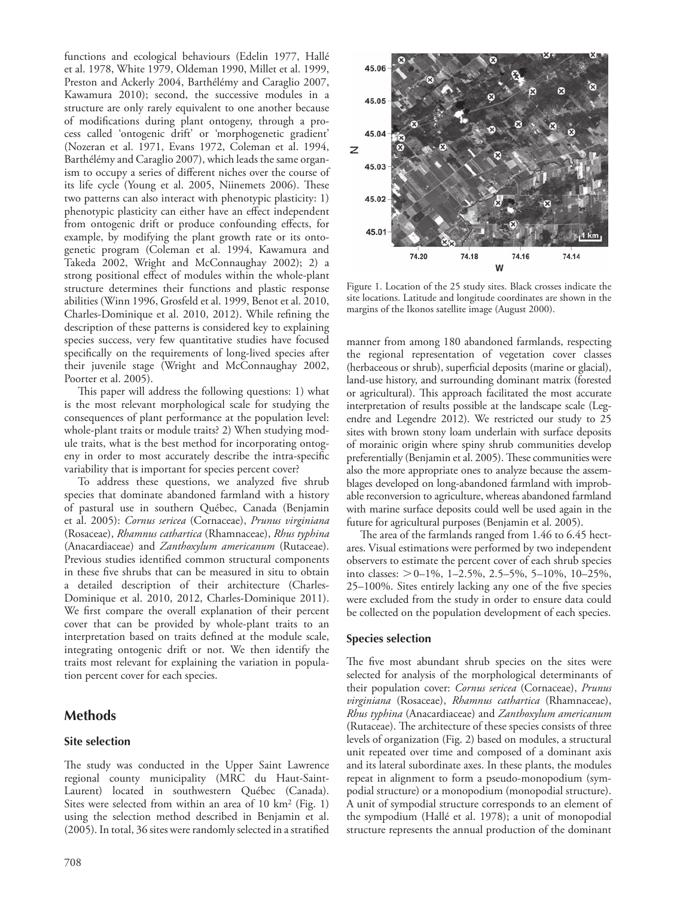functions and ecological behaviours (Edelin 1977, Hallé et al. 1978, White 1979, Oldeman 1990, Millet et al. 1999, Preston and Ackerly 2004, Barthélémy and Caraglio 2007, Kawamura 2010); second, the successive modules in a structure are only rarely equivalent to one another because of modifications during plant ontogeny, through a process called 'ontogenic drift' or 'morphogenetic gradient' (Nozeran et al. 1971, Evans 1972, Coleman et al. 1994, Barthélémy and Caraglio 2007), which leads the same organism to occupy a series of different niches over the course of its life cycle (Young et al. 2005, Niinemets 2006). These two patterns can also interact with phenotypic plasticity: 1) phenotypic plasticity can either have an effect independent from ontogenic drift or produce confounding effects, for example, by modifying the plant growth rate or its ontogenetic program (Coleman et al. 1994, Kawamura and Takeda 2002, Wright and McConnaughay 2002); 2) a strong positional effect of modules within the whole-plant structure determines their functions and plastic response abilities (Winn 1996, Grosfeld et al. 1999, Benot et al. 2010, Charles-Dominique et al. 2010, 2012). While refining the description of these patterns is considered key to explaining species success, very few quantitative studies have focused specifically on the requirements of long-lived species after their juvenile stage (Wright and McConnaughay 2002, Poorter et al. 2005).

This paper will address the following questions: 1) what is the most relevant morphological scale for studying the consequences of plant performance at the population level: whole-plant traits or module traits? 2) When studying module traits, what is the best method for incorporating ontogeny in order to most accurately describe the intra-specific variability that is important for species percent cover?

To address these questions, we analyzed five shrub species that dominate abandoned farmland with a history of pastural use in southern Québec, Canada (Benjamin et al. 2005): *Cornus sericea* (Cornaceae), *Prunus virginiana* (Rosaceae), *Rhamnus cathartica* (Rhamnaceae), *Rhus typhina* (Anacardiaceae) and *Zanthoxylum americanum* (Rutaceae). Previous studies identified common structural components in these five shrubs that can be measured in situ to obtain a detailed description of their architecture (Charles-Dominique et al. 2010, 2012, Charles-Dominique 2011). We first compare the overall explanation of their percent cover that can be provided by whole-plant traits to an interpretation based on traits defined at the module scale, integrating ontogenic drift or not. We then identify the traits most relevant for explaining the variation in population percent cover for each species.

## Methods

### Site selection

The study was conducted in the Upper Saint Lawrence regional county municipality (MRC du Haut-Saint-Laurent) located in southwestern Québec (Canada). Sites were selected from within an area of 10 km$^2$ (Fig. 1) using the selection method described in Benjamin et al. (2005). In total, 36 sites were randomly selected in a stratified manner from among 180 abandoned farmlands, respecting the regional representation of vegetation cover classes (herbaceous or shrub), superficial deposits (marine or glacial), land-use history, and surrounding dominant matrix (forested or agricultural). This approach facilitated the most accurate interpretation of results possible at the landscape scale (Legendre and Legendre 2012). We restricted our study to 25 sites with brown stony loam underlain with surface deposits of morainic origin where spiny shrub communities develop preferentially (Benjamin et al. 2005). These communities were also the more appropriate ones to analyze because the assemblages developed on long-abandoned farmland with improbable reconversion to agriculture, whereas abandoned farmland with marine surface deposits could well be used again in the future for agricultural purposes (Benjamin et al. 2005).

Figure 1. Location of the 25 study sites. Black crosses indicate the site locations. Latitude and longitude coordinates are shown in the margins of the Ikonos satellite image (August 2000).

The area of the farmlands ranged from 1.46 to 6.45 hectares. Visual estimations were performed by two independent observers to estimate the percent cover of each shrub species into classes: >0–1%, 1–2.5%, 2.5–5%, 5–10%, 10–25%, 25–100%. Sites entirely lacking any one of the five species were excluded from the study in order to ensure data could be collected on the population development of each species.

### Species selection

The five most abundant shrub species on the sites were selected for analysis of the morphological determinants of their population cover: *Cornus sericea* (Cornaceae), *Prunus virginiana* (Rosaceae), *Rhamnus cathartica* (Rhamnaceae), *Rhus typhina* (Anacardiaceae) and *Zanthoxylum americanum* (Rutaceae). The architecture of these species consists of three levels of organization (Fig. 2) based on modules, a structural unit repeated over time and composed of a dominant axis and its lateral subordinate axes. In these plants, the modules repeat in alignment to form a pseudo-monopodium (sympodial structure) or a monopodium (monopodial structure). A unit of sympodial structure corresponds to an element of the sympodium (Hallé et al. 1978); a unit of monopodial structure represents the annual production of the dominant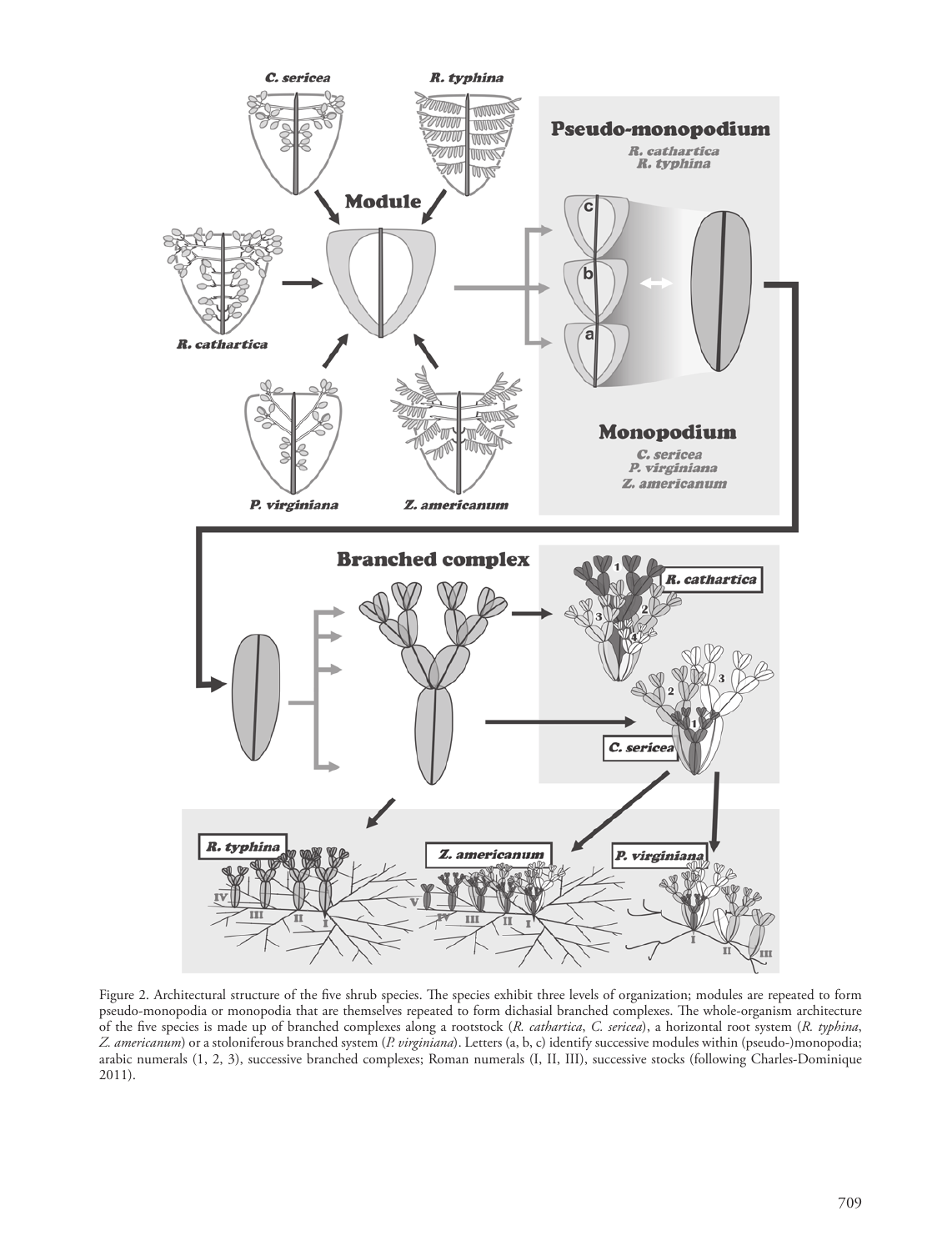Figure 2. Architectural structure of the five shrub species. The species exhibit three levels of organization; modules are repeated to form pseudo-monopodia or monopodia that are themselves repeated to form dichasial branched complexes. The whole-organism architecture of the five species is made up of branched complexes along a rootstock (*R. cathartica*, *C. sericea*), a horizontal root system (*R. typhina*, *Z. americanum*) or a stoloniferous branched system (*P. virginiana*). Letters (a, b, c) identify successive modules within (pseudo-)monopodia; arabic numerals (1, 2, 3), successive branched complexes; Roman numerals (I, II, III), successive stocks (following Charles-Dominique 2011).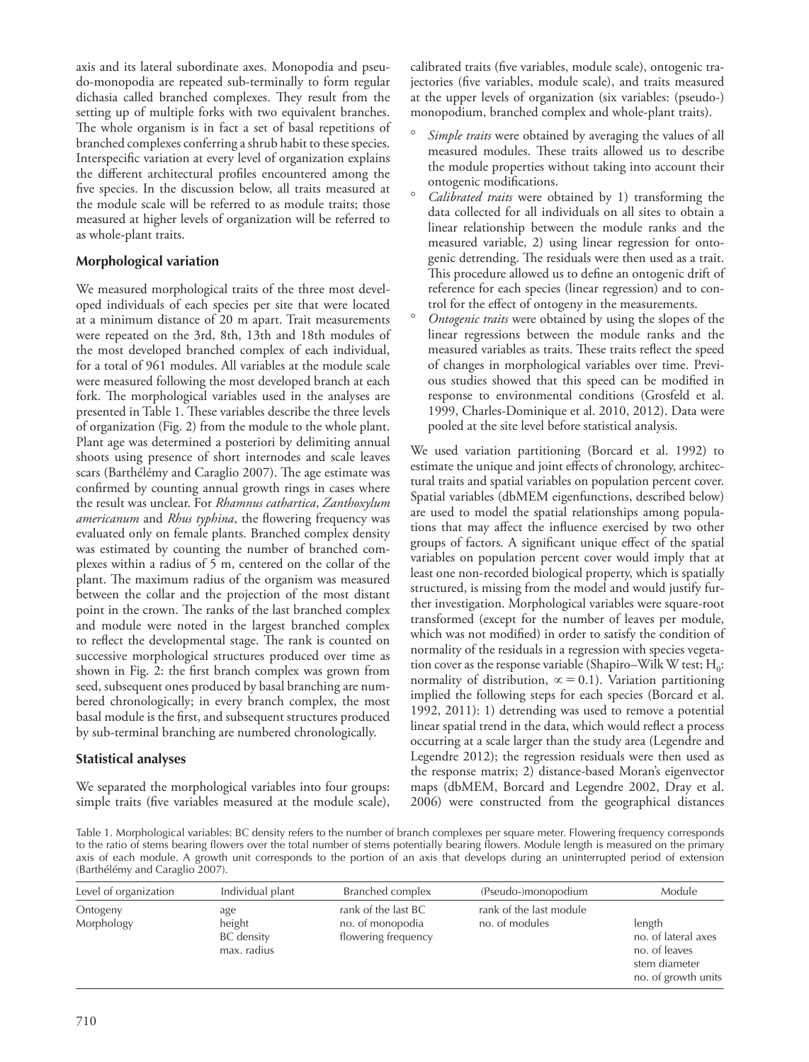axis and its lateral subordinate axes. Monopodia and pseudo-monopodia are repeated sub-terminally to form regular dichasia called branched complexes. They result from the setting up of multiple forks with two equivalent branches. The whole organism is in fact a set of basal repetitions of branched complexes conferring a shrub habit to these species. Interspecific variation at every level of organization explains the different architectural profiles encountered among the five species. In the discussion below, all traits measured at the module scale will be referred to as module traits; those measured at higher levels of organization will be referred to as whole-plant traits.

## Morphological variation

We measured morphological traits of the three most developed individuals of each species per site that were located at a minimum distance of 20 m apart. Trait measurements were repeated on the 3rd, 8th, 13th and 18th modules of the most developed branched complex of each individual, for a total of 961 modules. All variables at the module scale were measured following the most developed branch at each fork. The morphological variables used in the analyses are presented in Table 1. These variables describe the three levels of organization (Fig. 2) from the module to the whole plant. Plant age was determined a posteriori by delimiting annual shoots using presence of short internodes and scale leaves scars (Barthélémy and Caraglio 2007). The age estimate was confirmed by counting annual growth rings in cases where the result was unclear. For *Rhamnus cathartica*, *Zanthoxylum americanum* and *Rhus typhina*, the flowering frequency was evaluated only on female plants. Branched complex density was estimated by counting the number of branched complexes within a radius of 5 m, centered on the collar of the plant. The maximum radius of the organism was measured between the collar and the projection of the most distant point in the crown. The ranks of the last branched complex and module were noted in the largest branched complex to reflect the developmental stage. The rank is counted on successive morphological structures produced over time as shown in Fig. 2: the first branch complex was grown from seed, subsequent ones produced by basal branching are numbered chronologically; in every branch complex, the most basal module is the first, and subsequent structures produced by sub-terminal branching are numbered chronologically.

## Statistical analyses

We separated the morphological variables into four groups: simple traits (five variables measured at the module scale), calibrated traits (five variables, module scale), ontogenic trajectories (five variables, module scale), and traits measured at the upper levels of organization (six variables: (pseudo-) monopodium, branched complex and whole-plant traits).

- *Simple traits* were obtained by averaging the values of all measured modules. These traits allowed us to describe the module properties without taking into account their ontogenic modifications.
- *Calibrated traits* were obtained by 1) transforming the data collected for all individuals on all sites to obtain a linear relationship between the module ranks and the measured variable, 2) using linear regression for ontogenic detrending. The residuals were then used as a trait. This procedure allowed us to define an ontogenic drift of reference for each species (linear regression) and to control for the effect of ontogeny in the measurements.
- *Ontogenic traits* were obtained by using the slopes of the linear regressions between the module ranks and the measured variables as traits. These traits reflect the speed of changes in morphological variables over time. Previous studies showed that this speed can be modified in response to environmental conditions (Grosfeld et al. 1999, Charles-Dominique et al. 2010, 2012). Data were pooled at the site level before statistical analysis.

We used variation partitioning (Borcard et al. 1992) to estimate the unique and joint effects of chronology, architectural traits and spatial variables on population percent cover. Spatial variables (dbMEM eigenfunctions, described below) are used to model the spatial relationships among populations that may affect the influence exercised by two other groups of factors. A significant unique effect of the spatial variables on population percent cover would imply that at least one non-recorded biological property, which is spatially structured, is missing from the model and would justify further investigation. Morphological variables were square-root transformed (except for the number of leaves per module, which was not modified) in order to satisfy the condition of normality of the residuals in a regression with species vegetation cover as the response variable (Shapiro–Wilk W test; $H_0$: normality of distribution, $\alpha = 0.1$). Variation partitioning implied the following steps for each species (Borcard et al. 1992, 2011): 1) detrending was used to remove a potential linear spatial trend in the data, which would reflect a process occurring at a scale larger than the study area (Legendre and Legendre 2012); the regression residuals were then used as the response matrix; 2) distance-based Moran's eigenvector maps (dbMEM, Borcard and Legendre 2002, Dray et al. 2006) were constructed from the geographical distances

Table 1. Morphological variables: BC density refers to the number of branch complexes per square meter. Flowering frequency corresponds to the ratio of stems bearing flowers over the total number of stems potentially bearing flowers. Module length is measured on the primary axis of each module. A growth unit corresponds to the portion of an axis that develops during an uninterrupted period of extension (Barthélémy and Caraglio 2007).

| Level of organization | Individual plant | Branched complex | (Pseudo-)monopodium | Module |
|---|---|---|---|---|
| Ontogeny | age | rank of the last BC | rank of the last module | |
| Morphology | height<br>BC density<br>max. radius | no. of monopodia<br>flowering frequency | no. of modules | length<br>no. of lateral axes<br>no. of leaves<br>stem diameter<br>no. of growth units |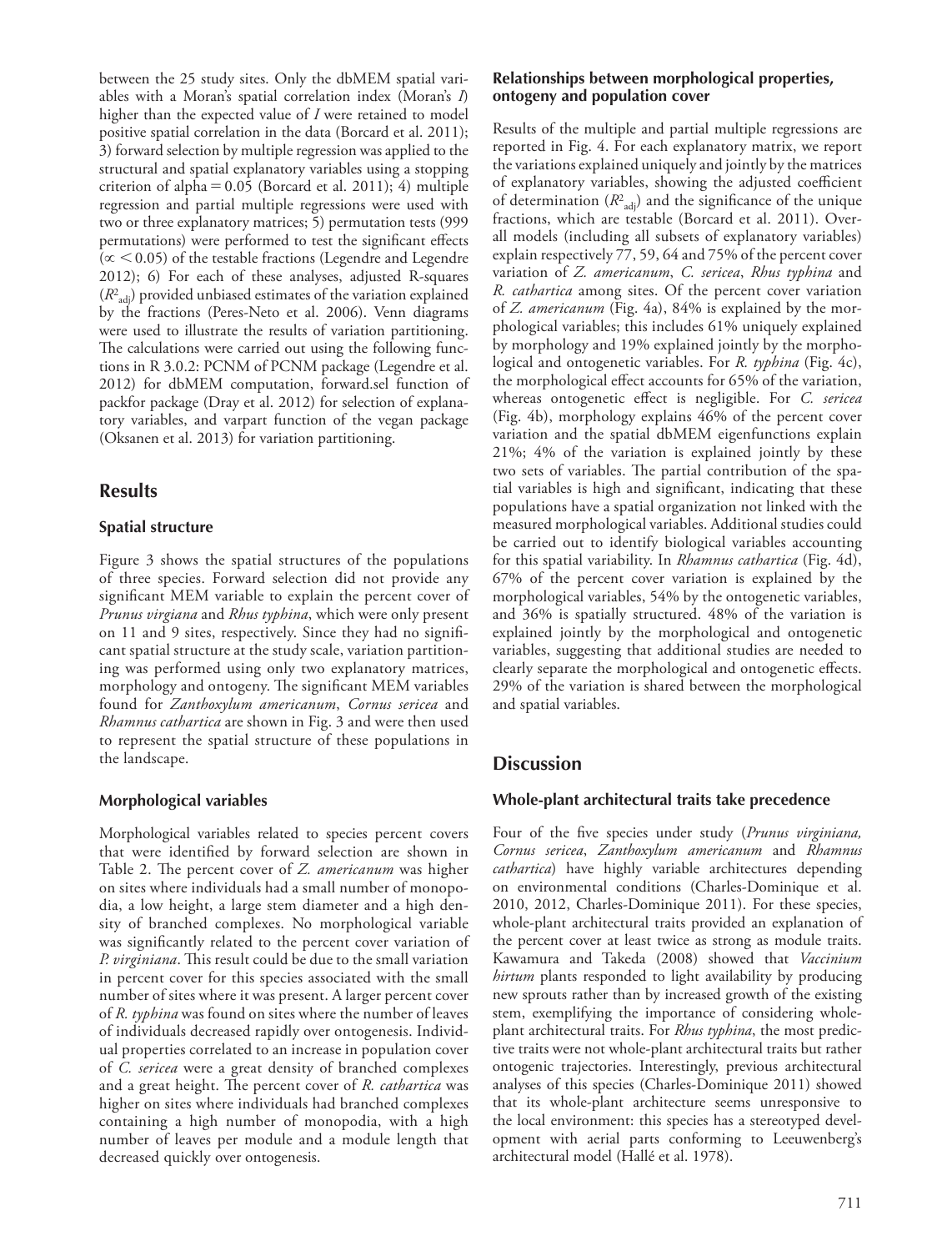between the 25 study sites. Only the dbMEM spatial variables with a Moran's spatial correlation index (Moran's *I*) higher than the expected value of *I* were retained to model positive spatial correlation in the data (Borcard et al. 2011); 3) forward selection by multiple regression was applied to the structural and spatial explanatory variables using a stopping criterion of alpha = 0.05 (Borcard et al. 2011); 4) multiple regression and partial multiple regressions were used with two or three explanatory matrices; 5) permutation tests (999 permutations) were performed to test the significant effects ($\propto < 0.05$) of the testable fractions (Legendre and Legendre 2012); 6) For each of these analyses, adjusted R-squares ($R^2_{adj}$) provided unbiased estimates of the variation explained by the fractions (Peres-Neto et al. 2006). Venn diagrams were used to illustrate the results of variation partitioning. The calculations were carried out using the following functions in R 3.0.2: PCNM of PCNM package (Legendre et al. 2012) for dbMEM computation, forward.sel function of packfor package (Dray et al. 2012) for selection of explanatory variables, and varpart function of the vegan package (Oksanen et al. 2013) for variation partitioning.

## Results

### Spatial structure

Figure 3 shows the spatial structures of the populations of three species. Forward selection did not provide any significant MEM variable to explain the percent cover of *Prunus virgiana* and *Rhus typhina*, which were only present on 11 and 9 sites, respectively. Since they had no significant spatial structure at the study scale, variation partitioning was performed using only two explanatory matrices, morphology and ontogeny. The significant MEM variables found for *Zanthoxylum americanum*, *Cornus sericea* and *Rhamnus cathartica* are shown in Fig. 3 and were then used to represent the spatial structure of these populations in the landscape.

### Morphological variables

Morphological variables related to species percent covers that were identified by forward selection are shown in Table 2. The percent cover of *Z. americanum* was higher on sites where individuals had a small number of monopodia, a low height, a large stem diameter and a high density of branched complexes. No morphological variable was significantly related to the percent cover variation of *P. virginiana*. This result could be due to the small variation in percent cover for this species associated with the small number of sites where it was present. A larger percent cover of *R. typhina* was found on sites where the number of leaves of individuals decreased rapidly over ontogenesis. Individual properties correlated to an increase in population cover of *C. sericea* were a great density of branched complexes and a great height. The percent cover of *R. cathartica* was higher on sites where individuals had branched complexes containing a high number of monopodia, with a high number of leaves per module and a module length that decreased quickly over ontogenesis.

### Relationships between morphological properties, ontogeny and population cover

Results of the multiple and partial multiple regressions are reported in Fig. 4. For each explanatory matrix, we report the variations explained uniquely and jointly by the matrices of explanatory variables, showing the adjusted coefficient of determination ($R^2_{adj}$) and the significance of the unique fractions, which are testable (Borcard et al. 2011). Overall models (including all subsets of explanatory variables) explain respectively 77, 59, 64 and 75% of the percent cover variation of *Z. americanum*, *C. sericea*, *Rhus typhina* and *R. cathartica* among sites. Of the percent cover variation of *Z. americanum* (Fig. 4a), 84% is explained by the morphological variables; this includes 61% uniquely explained by morphology and 19% explained jointly by the morphological and ontogenetic variables. For *R. typhina* (Fig. 4c), the morphological effect accounts for 65% of the variation, whereas ontogenetic effect is negligible. For *C. sericea* (Fig. 4b), morphology explains 46% of the percent cover variation and the spatial dbMEM eigenfunctions explain 21%; 4% of the variation is explained jointly by these two sets of variables. The partial contribution of the spatial variables is high and significant, indicating that these populations have a spatial organization not linked with the measured morphological variables. Additional studies could be carried out to identify biological variables accounting for this spatial variability. In *Rhamnus cathartica* (Fig. 4d), 67% of the percent cover variation is explained by the morphological variables, 54% by the ontogenetic variables, and 36% is spatially structured. 48% of the variation is explained jointly by the morphological and ontogenetic variables, suggesting that additional studies are needed to clearly separate the morphological and ontogenetic effects. 29% of the variation is shared between the morphological and spatial variables.

## Discussion

### Whole-plant architectural traits take precedence

Four of the five species under study (*Prunus virginiana, Cornus sericea*, *Zanthoxylum americanum* and *Rhamnus cathartica*) have highly variable architectures depending on environmental conditions (Charles-Dominique et al. 2010, 2012, Charles-Dominique 2011). For these species, whole-plant architectural traits provided an explanation of the percent cover at least twice as strong as module traits. Kawamura and Takeda (2008) showed that *Vaccinium hirtum* plants responded to light availability by producing new sprouts rather than by increased growth of the existing stem, exemplifying the importance of considering whole-plant architectural traits. For *Rhus typhina*, the most predictive traits were not whole-plant architectural traits but rather ontogenic trajectories. Interestingly, previous architectural analyses of this species (Charles-Dominique 2011) showed that its whole-plant architecture seems unresponsive to the local environment: this species has a stereotyped development with aerial parts conforming to Leeuwenberg's architectural model (Hallé et al. 1978).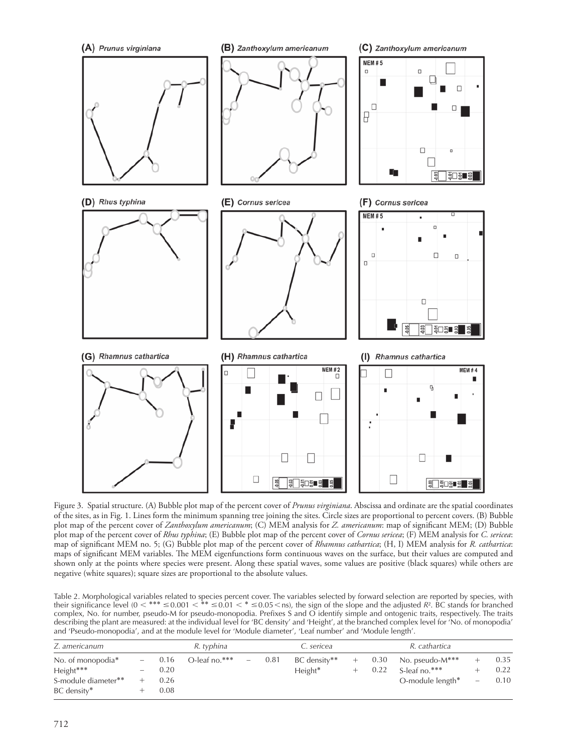Figure 3. Spatial structure. (A) Bubble plot map of the percent cover of *Prunus virginiana*. Abscissa and ordinate are the spatial coordinates of the sites, as in Fig. 1. Lines form the minimum spanning tree joining the sites. Circle sizes are proportional to percent covers. (B) Bubble plot map of the percent cover of *Zanthoxylum americanum*; (C) MEM analysis for *Z. americanum*: map of significant MEM; (D) Bubble plot map of the percent cover of *Rhus typhina*; (E) Bubble plot map of the percent cover of *Cornus sericea*; (F) MEM analysis for *C. sericea*: map of significant MEM no. 5; (G) Bubble plot map of the percent cover of *Rhamnus cathartica*; (H, I) MEM analysis for *R. cathartica*: maps of significant MEM variables. The MEM eigenfunctions form continuous waves on the surface, but their values are computed and shown only at the points where species were present. Along these spatial waves, some values are positive (black squares) while others are negative (white squares); square sizes are proportional to the absolute values.

Table 2. Morphological variables related to species percent cover. The variables selected by forward selection are reported by species, with their significance level (0 < *** ≤ 0.001 < ** ≤ 0.01 < * ≤ 0.05 < ns), the sign of the slope and the adjusted $R^2$. BC stands for branched complex, No. for number, pseudo-M for pseudo-monopodia. Prefixes S and O identify simple and ontogenic traits, respectively. The traits describing the plant are measured: at the individual level for 'BC density' and 'Height', at the branched complex level for 'No. of monopodia' and 'Pseudo-monopodia', and at the module level for 'Module diameter', 'Leaf number' and 'Module length'.

| *Z. americanum* | | | *R. typhina* | | | *C. sericea* | | | *R. cathartica* | | |
|---|---|---|---|---|---|---|---|---|---|---|---|
| No. of monopodia* | – | 0.16 | O-leaf no.*** | – | 0.81 | BC density** | + | 0.30 | No. pseudo-M*** | + | 0.35 |
| Height*** | – | 0.20 | | | | Height* | + | 0.22 | S-leaf no.*** | + | 0.22 |
| S-module diameter** | + | 0.26 | | | | | | | O-module length* | – | 0.10 |
| BC density* | + | 0.08 | | | | | | | | | |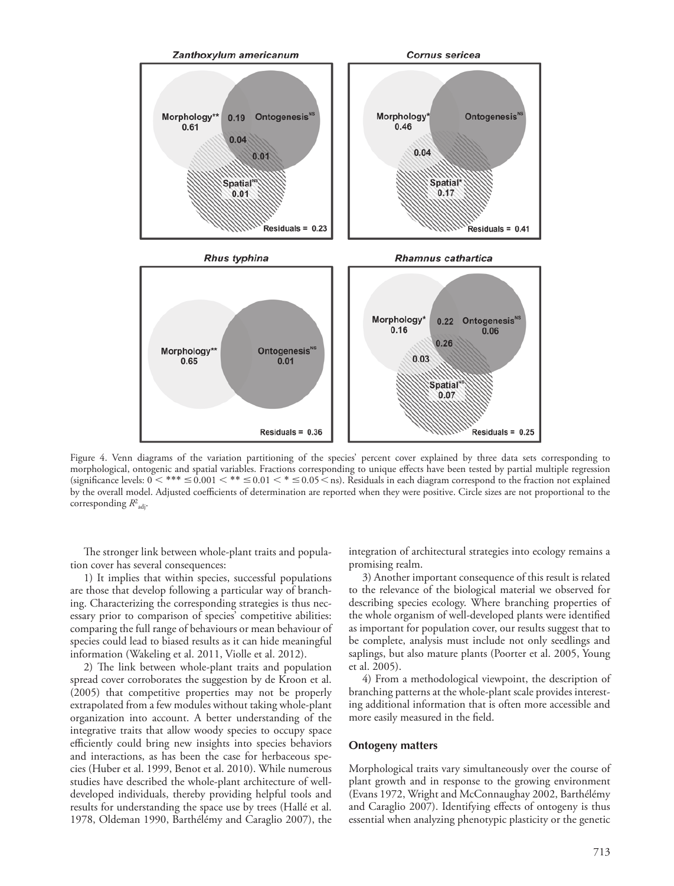Figure 4. Venn diagrams of the variation partitioning of the species' percent cover explained by three data sets corresponding to morphological, ontogenic and spatial variables. Fractions corresponding to unique effects have been tested by partial multiple regression (significance levels: $0 < {*}{*}{*} \leq 0.001 < {*}{*} \leq 0.01 < {*} \leq 0.05 <$ ns). Residuals in each diagram correspond to the fraction not explained by the overall model. Adjusted coefficients of determination are reported when they were positive. Circle sizes are not proportional to the corresponding $R^2_{adj}$.

The stronger link between whole-plant traits and population cover has several consequences:

1) It implies that within species, successful populations are those that develop following a particular way of branching. Characterizing the corresponding strategies is thus necessary prior to comparison of species' competitive abilities: comparing the full range of behaviours or mean behaviour of species could lead to biased results as it can hide meaningful information (Wakeling et al. 2011, Violle et al. 2012).

2) The link between whole-plant traits and population spread cover corroborates the suggestion by de Kroon et al. (2005) that competitive properties may not be properly extrapolated from a few modules without taking whole-plant organization into account. A better understanding of the integrative traits that allow woody species to occupy space efficiently could bring new insights into species behaviors and interactions, as has been the case for herbaceous species (Huber et al. 1999, Benot et al. 2010). While numerous studies have described the whole-plant architecture of well-developed individuals, thereby providing helpful tools and results for understanding the space use by trees (Hallé et al. 1978, Oldeman 1990, Barthélémy and Caraglio 2007), the integration of architectural strategies into ecology remains a promising realm.

3) Another important consequence of this result is related to the relevance of the biological material we observed for describing species ecology. Where branching properties of the whole organism of well-developed plants were identified as important for population cover, our results suggest that to be complete, analysis must include not only seedlings and saplings, but also mature plants (Poorter et al. 2005, Young et al. 2005).

4) From a methodological viewpoint, the description of branching patterns at the whole-plant scale provides interesting additional information that is often more accessible and more easily measured in the field.

## Ontogeny matters

Morphological traits vary simultaneously over the course of plant growth and in response to the growing environment (Evans 1972, Wright and McConnaughay 2002, Barthélémy and Caraglio 2007). Identifying effects of ontogeny is thus essential when analyzing phenotypic plasticity or the genetic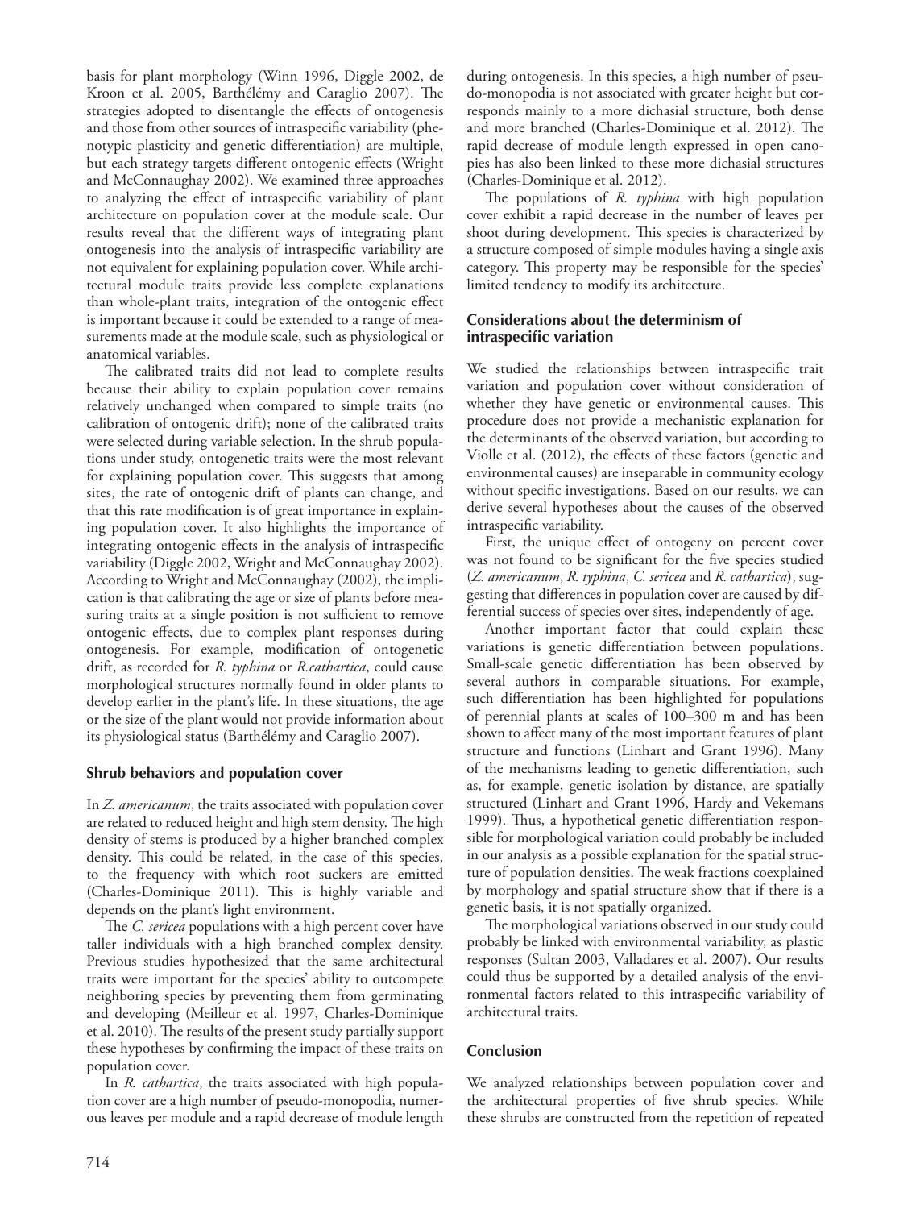basis for plant morphology (Winn 1996, Diggle 2002, de Kroon et al. 2005, Barthélémy and Caraglio 2007). The strategies adopted to disentangle the effects of ontogenesis and those from other sources of intraspecific variability (phenotypic plasticity and genetic differentiation) are multiple, but each strategy targets different ontogenic effects (Wright and McConnaughay 2002). We examined three approaches to analyzing the effect of intraspecific variability of plant architecture on population cover at the module scale. Our results reveal that the different ways of integrating plant ontogenesis into the analysis of intraspecific variability are not equivalent for explaining population cover. While architectural module traits provide less complete explanations than whole-plant traits, integration of the ontogenic effect is important because it could be extended to a range of measurements made at the module scale, such as physiological or anatomical variables.

The calibrated traits did not lead to complete results because their ability to explain population cover remains relatively unchanged when compared to simple traits (no calibration of ontogenic drift); none of the calibrated traits were selected during variable selection. In the shrub populations under study, ontogenetic traits were the most relevant for explaining population cover. This suggests that among sites, the rate of ontogenic drift of plants can change, and that this rate modification is of great importance in explaining population cover. It also highlights the importance of integrating ontogenic effects in the analysis of intraspecific variability (Diggle 2002, Wright and McConnaughay 2002). According to Wright and McConnaughay (2002), the implication is that calibrating the age or size of plants before measuring traits at a single position is not sufficient to remove ontogenic effects, due to complex plant responses during ontogenesis. For example, modification of ontogenetic drift, as recorded for *R. typhina* or *R.cathartica*, could cause morphological structures normally found in older plants to develop earlier in the plant's life. In these situations, the age or the size of the plant would not provide information about its physiological status (Barthélémy and Caraglio 2007).

### Shrub behaviors and population cover

In *Z. americanum*, the traits associated with population cover are related to reduced height and high stem density. The high density of stems is produced by a higher branched complex density. This could be related, in the case of this species, to the frequency with which root suckers are emitted (Charles-Dominique 2011). This is highly variable and depends on the plant's light environment.

The *C. sericea* populations with a high percent cover have taller individuals with a high branched complex density. Previous studies hypothesized that the same architectural traits were important for the species' ability to outcompete neighboring species by preventing them from germinating and developing (Meilleur et al. 1997, Charles-Dominique et al. 2010). The results of the present study partially support these hypotheses by confirming the impact of these traits on population cover.

In *R. cathartica*, the traits associated with high population cover are a high number of pseudo-monopodia, numerous leaves per module and a rapid decrease of module length during ontogenesis. In this species, a high number of pseudo-monopodia is not associated with greater height but corresponds mainly to a more dichasial structure, both dense and more branched (Charles-Dominique et al. 2012). The rapid decrease of module length expressed in open canopies has also been linked to these more dichasial structures (Charles-Dominique et al. 2012).

The populations of *R. typhina* with high population cover exhibit a rapid decrease in the number of leaves per shoot during development. This species is characterized by a structure composed of simple modules having a single axis category. This property may be responsible for the species' limited tendency to modify its architecture.

### Considerations about the determinism of intraspecific variation

We studied the relationships between intraspecific trait variation and population cover without consideration of whether they have genetic or environmental causes. This procedure does not provide a mechanistic explanation for the determinants of the observed variation, but according to Violle et al. (2012), the effects of these factors (genetic and environmental causes) are inseparable in community ecology without specific investigations. Based on our results, we can derive several hypotheses about the causes of the observed intraspecific variability.

First, the unique effect of ontogeny on percent cover was not found to be significant for the five species studied (*Z. americanum*, *R. typhina*, *C. sericea* and *R. cathartica*), suggesting that differences in population cover are caused by differential success of species over sites, independently of age.

Another important factor that could explain these variations is genetic differentiation between populations. Small-scale genetic differentiation has been observed by several authors in comparable situations. For example, such differentiation has been highlighted for populations of perennial plants at scales of 100–300 m and has been shown to affect many of the most important features of plant structure and functions (Linhart and Grant 1996). Many of the mechanisms leading to genetic differentiation, such as, for example, genetic isolation by distance, are spatially structured (Linhart and Grant 1996, Hardy and Vekemans 1999). Thus, a hypothetical genetic differentiation responsible for morphological variation could probably be included in our analysis as a possible explanation for the spatial structure of population densities. The weak fractions coexplained by morphology and spatial structure show that if there is a genetic basis, it is not spatially organized.

The morphological variations observed in our study could probably be linked with environmental variability, as plastic responses (Sultan 2003, Valladares et al. 2007). Our results could thus be supported by a detailed analysis of the environmental factors related to this intraspecific variability of architectural traits.

## Conclusion

We analyzed relationships between population cover and the architectural properties of five shrub species. While these shrubs are constructed from the repetition of repeated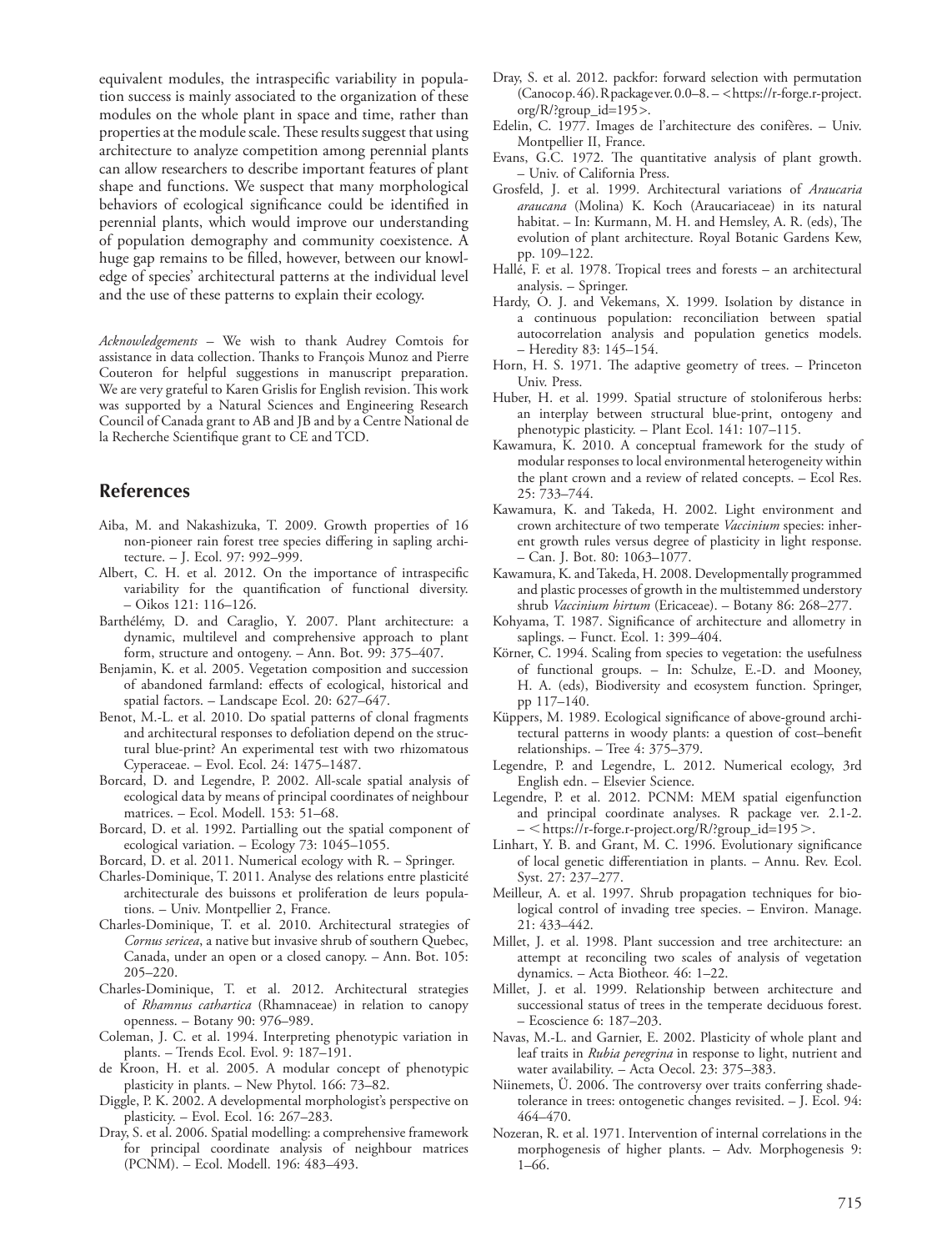equivalent modules, the intraspecific variability in population success is mainly associated to the organization of these modules on the whole plant in space and time, rather than properties at the module scale. These results suggest that using architecture to analyze competition among perennial plants can allow researchers to describe important features of plant shape and functions. We suspect that many morphological behaviors of ecological significance could be identified in perennial plants, which would improve our understanding of population demography and community coexistence. A huge gap remains to be filled, however, between our knowledge of species' architectural patterns at the individual level and the use of these patterns to explain their ecology.

*Acknowledgements* – We wish to thank Audrey Comtois for assistance in data collection. Thanks to François Munoz and Pierre Couteron for helpful suggestions in manuscript preparation. We are very grateful to Karen Grislis for English revision. This work was supported by a Natural Sciences and Engineering Research Council of Canada grant to AB and JB and by a Centre National de la Recherche Scientifique grant to CE and TCD.

## References

Aiba, M. and Nakashizuka, T. 2009. Growth properties of 16 non-pioneer rain forest tree species differing in sapling architecture. – J. Ecol. 97: 992–999.

Albert, C. H. et al. 2012. On the importance of intraspecific variability for the quantification of functional diversity. – Oikos 121: 116–126.

Barthélémy, D. and Caraglio, Y. 2007. Plant architecture: a dynamic, multilevel and comprehensive approach to plant form, structure and ontogeny. – Ann. Bot. 99: 375–407.

Benjamin, K. et al. 2005. Vegetation composition and succession of abandoned farmland: effects of ecological, historical and spatial factors. – Landscape Ecol. 20: 627–647.

Benot, M.-L. et al. 2010. Do spatial patterns of clonal fragments and architectural responses to defoliation depend on the structural blue-print? An experimental test with two rhizomatous Cyperaceae. – Evol. Ecol. 24: 1475–1487.

Borcard, D. and Legendre, P. 2002. All-scale spatial analysis of ecological data by means of principal coordinates of neighbour matrices. – Ecol. Modell. 153: 51–68.

Borcard, D. et al. 1992. Partialling out the spatial component of ecological variation. – Ecology 73: 1045–1055.

Borcard, D. et al. 2011. Numerical ecology with R. – Springer.

Charles-Dominique, T. 2011. Analyse des relations entre plasticité architecturale des buissons et proliferation de leurs populations. – Univ. Montpellier 2, France.

Charles-Dominique, T. et al. 2010. Architectural strategies of *Cornus sericea*, a native but invasive shrub of southern Quebec, Canada, under an open or a closed canopy. – Ann. Bot. 105: 205–220.

Charles-Dominique, T. et al. 2012. Architectural strategies of *Rhamnus cathartica* (Rhamnaceae) in relation to canopy openness. – Botany 90: 976–989.

Coleman, J. C. et al. 1994. Interpreting phenotypic variation in plants. – Trends Ecol. Evol. 9: 187–191.

de Kroon, H. et al. 2005. A modular concept of phenotypic plasticity in plants. – New Phytol. 166: 73–82.

Diggle, P. K. 2002. A developmental morphologist's perspective on plasticity. – Evol. Ecol. 16: 267–283.

Dray, S. et al. 2006. Spatial modelling: a comprehensive framework for principal coordinate analysis of neighbour matrices (PCNM). – Ecol. Modell. 196: 483–493.

Dray, S. et al. 2012. packfor: forward selection with permutation (Canoco p.46). R package ver. 0.0–8. – <https://r-forge.r-project.org/R/?group_id=195>.

Edelin, C. 1977. Images de l'architecture des conifères. – Univ. Montpellier II, France.

Evans, G.C. 1972. The quantitative analysis of plant growth. – Univ. of California Press.

Grosfeld, J. et al. 1999. Architectural variations of *Araucaria araucana* (Molina) K. Koch (Araucariaceae) in its natural habitat. – In: Kurmann, M. H. and Hemsley, A. R. (eds), The evolution of plant architecture. Royal Botanic Gardens Kew, pp. 109–122.

Hallé, F. et al. 1978. Tropical trees and forests – an architectural analysis. – Springer.

Hardy, O. J. and Vekemans, X. 1999. Isolation by distance in a continuous population: reconciliation between spatial autocorrelation analysis and population genetics models. – Heredity 83: 145–154.

Horn, H. S. 1971. The adaptive geometry of trees. – Princeton Univ. Press.

Huber, H. et al. 1999. Spatial structure of stoloniferous herbs: an interplay between structural blue-print, ontogeny and phenotypic plasticity. – Plant Ecol. 141: 107–115.

Kawamura, K. 2010. A conceptual framework for the study of modular responses to local environmental heterogeneity within the plant crown and a review of related concepts. – Ecol Res. 25: 733–744.

Kawamura, K. and Takeda, H. 2002. Light environment and crown architecture of two temperate *Vaccinium* species: inherent growth rules versus degree of plasticity in light response. – Can. J. Bot. 80: 1063–1077.

Kawamura, K. and Takeda, H. 2008. Developmentally programmed and plastic processes of growth in the multistemmed understory shrub *Vaccinium hirtum* (Ericaceae). – Botany 86: 268–277.

Kohyama, T. 1987. Significance of architecture and allometry in saplings. – Funct. Ecol. 1: 399–404.

Körner, C. 1994. Scaling from species to vegetation: the usefulness of functional groups. – In: Schulze, E.-D. and Mooney, H. A. (eds), Biodiversity and ecosystem function. Springer, pp 117–140.

Küppers, M. 1989. Ecological significance of above-ground architectural patterns in woody plants: a question of cost–benefit relationships. – Tree 4: 375–379.

Legendre, P. and Legendre, L. 2012. Numerical ecology, 3rd English edn. – Elsevier Science.

Legendre, P. et al. 2012. PCNM: MEM spatial eigenfunction and principal coordinate analyses. R package ver. 2.1-2. – <https://r-forge.r-project.org/R/?group_id=195>.

Linhart, Y. B. and Grant, M. C. 1996. Evolutionary significance of local genetic differentiation in plants. – Annu. Rev. Ecol. Syst. 27: 237–277.

Meilleur, A. et al. 1997. Shrub propagation techniques for biological control of invading tree species. – Environ. Manage. 21: 433–442.

Millet, J. et al. 1998. Plant succession and tree architecture: an attempt at reconciling two scales of analysis of vegetation dynamics. – Acta Biotheor. 46: 1–22.

Millet, J. et al. 1999. Relationship between architecture and successional status of trees in the temperate deciduous forest. – Ecoscience 6: 187–203.

Navas, M.-L. and Garnier, E. 2002. Plasticity of whole plant and leaf traits in *Rubia peregrina* in response to light, nutrient and water availability. – Acta Oecol. 23: 375–383.

Niinemets, Ü. 2006. The controversy over traits conferring shade-tolerance in trees: ontogenetic changes revisited. – J. Ecol. 94: 464–470.

Nozeran, R. et al. 1971. Intervention of internal correlations in the morphogenesis of higher plants. – Adv. Morphogenesis 9: 1–66.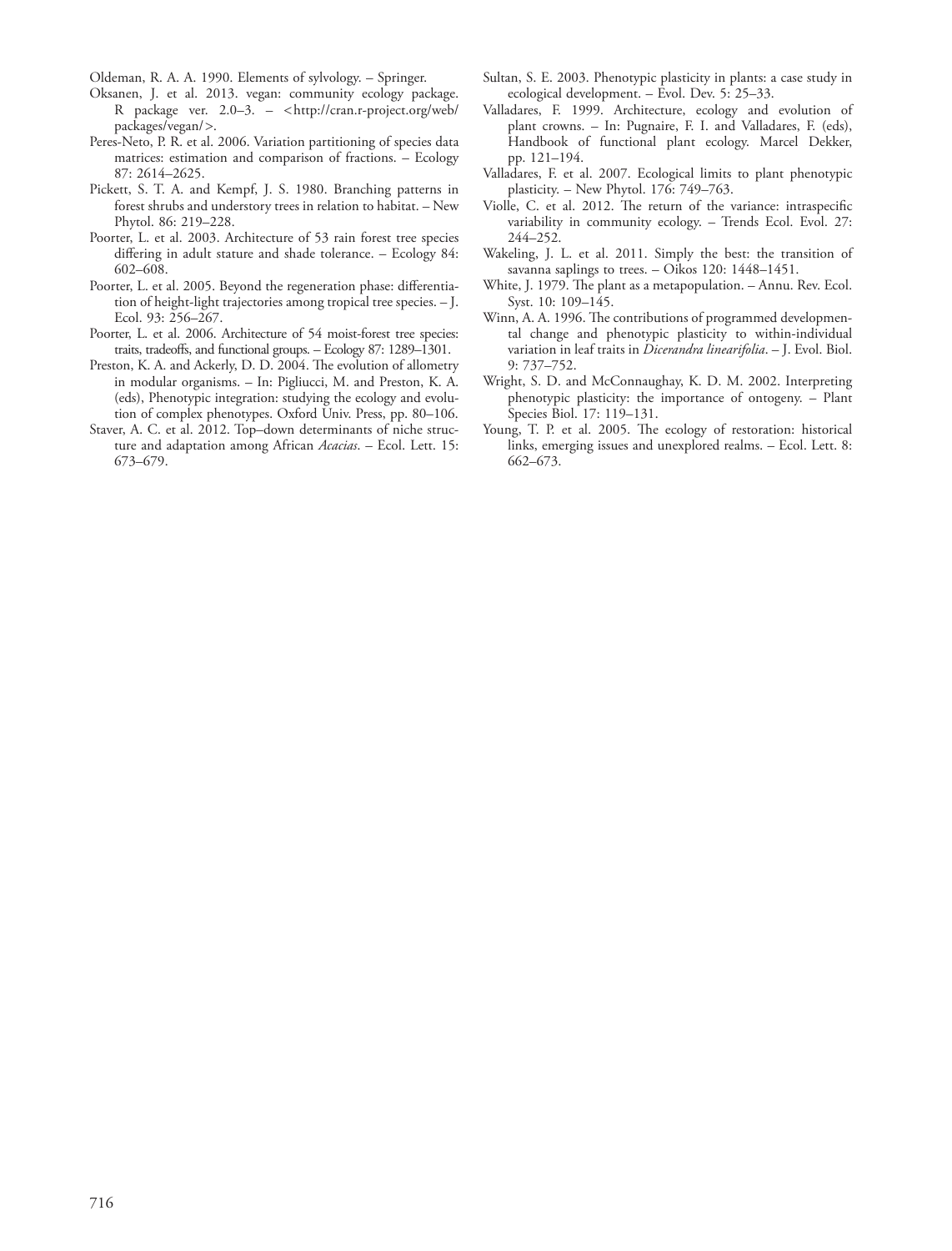Oldeman, R. A. A. 1990. Elements of sylvology. – Springer.

Oksanen, J. et al. 2013. vegan: community ecology package. R package ver. 2.0–3. – <http://cran.r-project.org/web/packages/vegan/>.

Peres-Neto, P. R. et al. 2006. Variation partitioning of species data matrices: estimation and comparison of fractions. – Ecology 87: 2614–2625.

Pickett, S. T. A. and Kempf, J. S. 1980. Branching patterns in forest shrubs and understory trees in relation to habitat. – New Phytol. 86: 219–228.

Poorter, L. et al. 2003. Architecture of 53 rain forest tree species differing in adult stature and shade tolerance. – Ecology 84: 602–608.

Poorter, L. et al. 2005. Beyond the regeneration phase: differentiation of height-light trajectories among tropical tree species. – J. Ecol. 93: 256–267.

Poorter, L. et al. 2006. Architecture of 54 moist-forest tree species: traits, tradeoffs, and functional groups. – Ecology 87: 1289–1301.

Preston, K. A. and Ackerly, D. D. 2004. The evolution of allometry in modular organisms. – In: Pigliucci, M. and Preston, K. A. (eds), Phenotypic integration: studying the ecology and evolution of complex phenotypes. Oxford Univ. Press, pp. 80–106.

Staver, A. C. et al. 2012. Top–down determinants of niche structure and adaptation among African *Acacias*. – Ecol. Lett. 15: 673–679.

Sultan, S. E. 2003. Phenotypic plasticity in plants: a case study in ecological development. – Evol. Dev. 5: 25–33.

Valladares, F. 1999. Architecture, ecology and evolution of plant crowns. – In: Pugnaire, F. I. and Valladares, F. (eds), Handbook of functional plant ecology. Marcel Dekker, pp. 121–194.

Valladares, F. et al. 2007. Ecological limits to plant phenotypic plasticity. – New Phytol. 176: 749–763.

Violle, C. et al. 2012. The return of the variance: intraspecific variability in community ecology. – Trends Ecol. Evol. 27: 244–252.

Wakeling, J. L. et al. 2011. Simply the best: the transition of savanna saplings to trees. – Oikos 120: 1448–1451.

White, J. 1979. The plant as a metapopulation. – Annu. Rev. Ecol. Syst. 10: 109–145.

Winn, A. A. 1996. The contributions of programmed developmental change and phenotypic plasticity to within-individual variation in leaf traits in *Dicerandra linearifolia*. – J. Evol. Biol. 9: 737–752.

Wright, S. D. and McConnaughay, K. D. M. 2002. Interpreting phenotypic plasticity: the importance of ontogeny. – Plant Species Biol. 17: 119–131.

Young, T. P. et al. 2005. The ecology of restoration: historical links, emerging issues and unexplored realms. – Ecol. Lett. 8: 662–673.